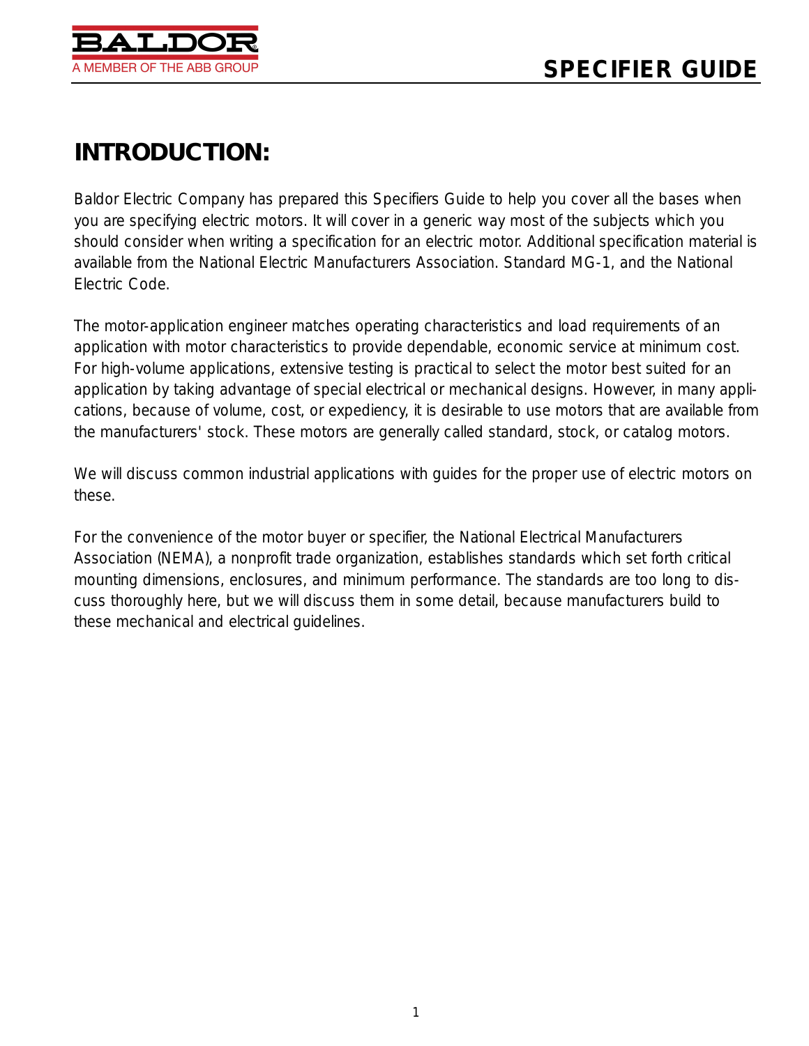# INTRODUCTION:

Baldor Electric Company has prepared this Specifiers Guide to help you cover all the bases when you are specifying electric motors. It will cover in a generic way most of the subjects which you should consider when writing a specification for an electric motor. Additional specification material is available from the National Electric Manufacturers Association. Standard MG-1, and the National Electric Code.

The motor-application engineer matches operating characteristics and load requirements of an application with motor characteristics to provide dependable, economic service at minimum cost. For high-volume applications, extensive testing is practical to select the motor best suited for an application by taking advantage of special electrical or mechanical designs. However, in many applications, because of volume, cost, or expediency, it is desirable to use motors that are available from the manufacturers' stock. These motors are generally called standard, stock, or catalog motors.

We will discuss common industrial applications with guides for the proper use of electric motors on these.

For the convenience of the motor buyer or specifier, the National Electrical Manufacturers Association (NEMA), a nonprofit trade organization, establishes standards which set forth critical mounting dimensions, enclosures, and minimum performance. The standards are too long to discuss thoroughly here, but we will discuss them in some detail, because manufacturers build to these mechanical and electrical guidelines.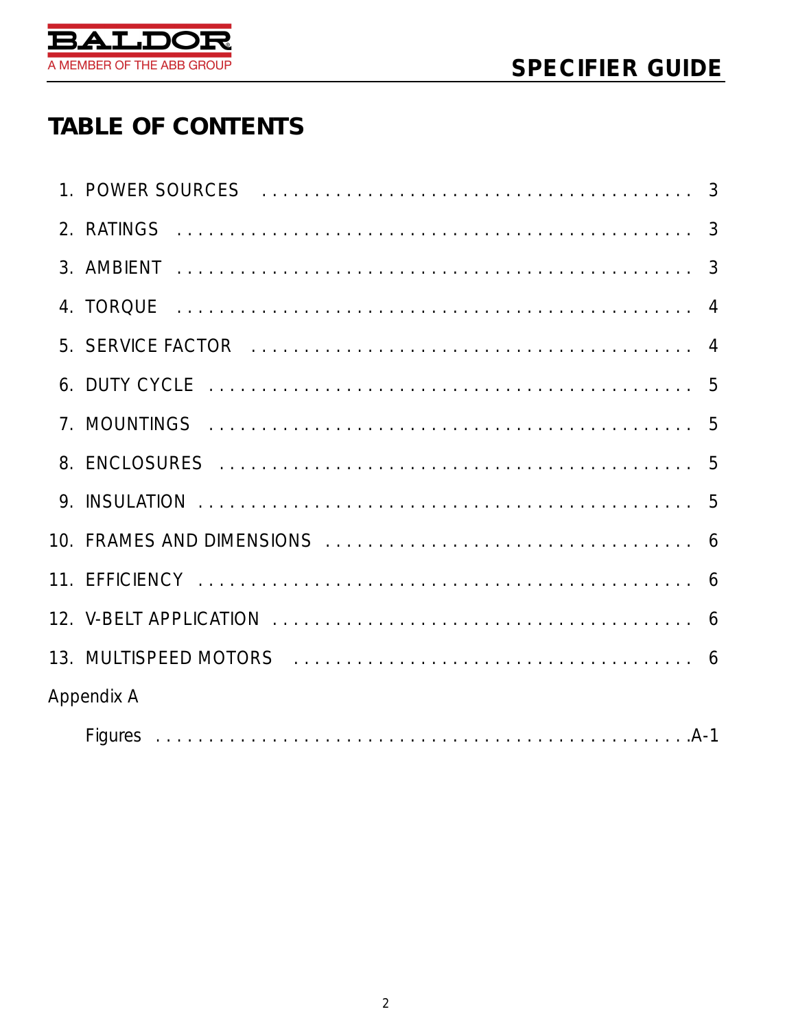# TABLE OF CONTENTS

1. POWER SOURCES . . . . . . . . . . . . . . . . . . . . . . . . . . . . . . . . . . . . . . . 3
2. RATINGS . . . . . . . . . . . . . . . . . . . . . . . . . . . . . . . . . . . . . . . . . . . 3
3. AMBIENT . . . . . . . . . . . . . . . . . . . . . . . . . . . . . . . . . . . . . . . . . . . 3
4. TORQUE . . . . . . . . . . . . . . . . . . . . . . . . . . . . . . . . . . . . . . . . . . . 4
5. SERVICE FACTOR . . . . . . . . . . . . . . . . . . . . . . . . . . . . . . . . . . . . . . 4
6. DUTY CYCLE . . . . . . . . . . . . . . . . . . . . . . . . . . . . . . . . . . . . . . . . 5
7. MOUNTINGS . . . . . . . . . . . . . . . . . . . . . . . . . . . . . . . . . . . . . . . . 5
8. ENCLOSURES . . . . . . . . . . . . . . . . . . . . . . . . . . . . . . . . . . . . . . . 5
9. INSULATION . . . . . . . . . . . . . . . . . . . . . . . . . . . . . . . . . . . . . . . . 5
10. FRAMES AND DIMENSIONS . . . . . . . . . . . . . . . . . . . . . . . . . . . . . . . . 6
11. EFFICIENCY . . . . . . . . . . . . . . . . . . . . . . . . . . . . . . . . . . . . . . . . 6
12. V-BELT APPLICATION . . . . . . . . . . . . . . . . . . . . . . . . . . . . . . . . . . . 6
13. MULTISPEED MOTORS . . . . . . . . . . . . . . . . . . . . . . . . . . . . . . . . . . 6

Appendix A

Figures . . . . . . . . . . . . . . . . . . . . . . . . . . . . . . . . . . . . . . . . . . . . . A-1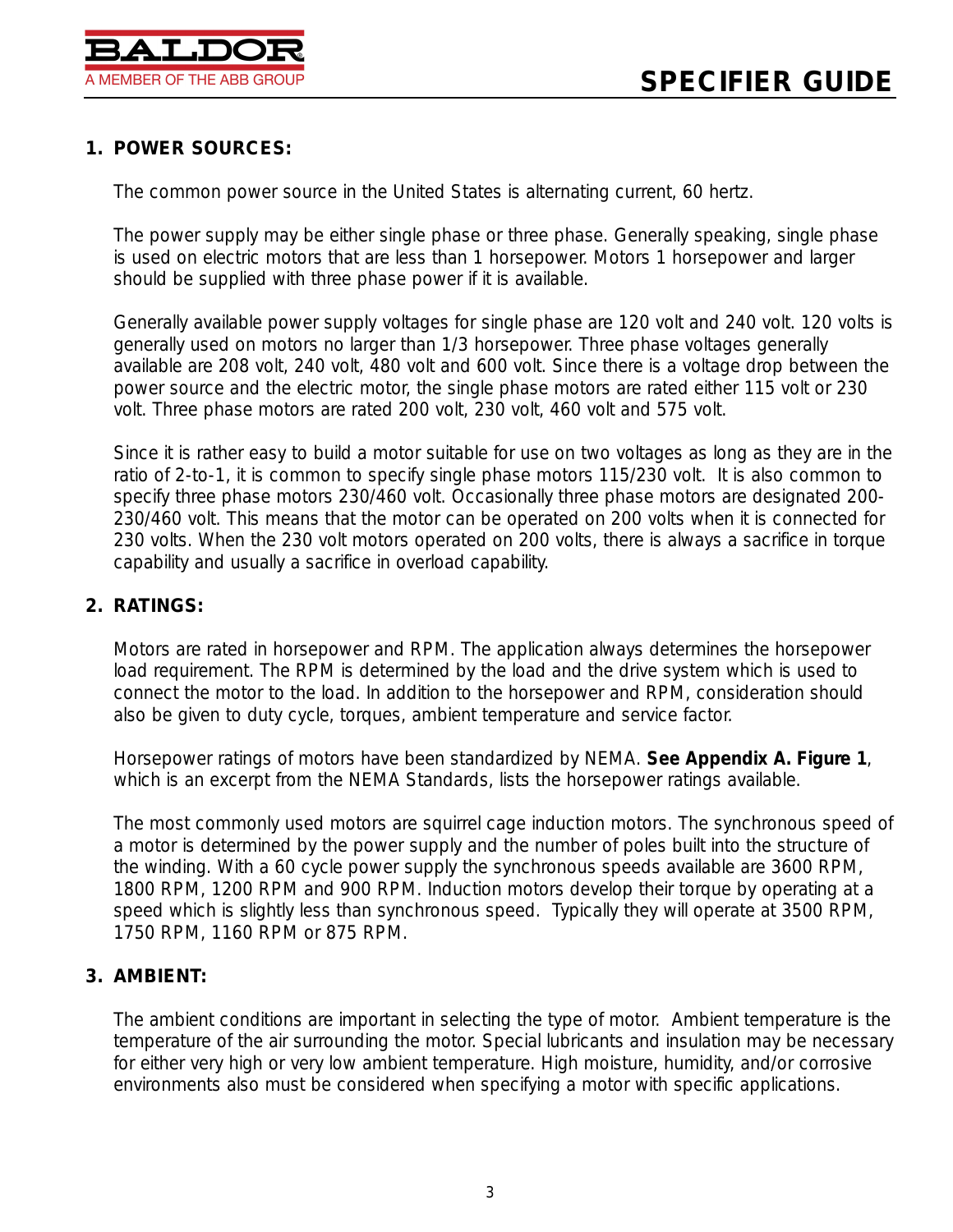## 1. POWER SOURCES:

The common power source in the United States is alternating current, 60 hertz.

The power supply may be either single phase or three phase. Generally speaking, single phase is used on electric motors that are less than 1 horsepower. Motors 1 horsepower and larger should be supplied with three phase power if it is available.

Generally available power supply voltages for single phase are 120 volt and 240 volt. 120 volts is generally used on motors no larger than 1/3 horsepower. Three phase voltages generally available are 208 volt, 240 volt, 480 volt and 600 volt. Since there is a voltage drop between the power source and the electric motor, the single phase motors are rated either 115 volt or 230 volt. Three phase motors are rated 200 volt, 230 volt, 460 volt and 575 volt.

Since it is rather easy to build a motor suitable for use on two voltages as long as they are in the ratio of 2-to-1, it is common to specify single phase motors 115/230 volt. It is also common to specify three phase motors 230/460 volt. Occasionally three phase motors are designated 200-230/460 volt. This means that the motor can be operated on 200 volts when it is connected for 230 volts. When the 230 volt motors operated on 200 volts, there is always a sacrifice in torque capability and usually a sacrifice in overload capability.

## 2. RATINGS:

Motors are rated in horsepower and RPM. The application always determines the horsepower load requirement. The RPM is determined by the load and the drive system which is used to connect the motor to the load. In addition to the horsepower and RPM, consideration should also be given to duty cycle, torques, ambient temperature and service factor.

Horsepower ratings of motors have been standardized by NEMA. **See Appendix A. Figure 1**, which is an excerpt from the NEMA Standards, lists the horsepower ratings available.

The most commonly used motors are squirrel cage induction motors. The synchronous speed of a motor is determined by the power supply and the number of poles built into the structure of the winding. With a 60 cycle power supply the synchronous speeds available are 3600 RPM, 1800 RPM, 1200 RPM and 900 RPM. Induction motors develop their torque by operating at a speed which is slightly less than synchronous speed. Typically they will operate at 3500 RPM, 1750 RPM, 1160 RPM or 875 RPM.

## 3. AMBIENT:

The ambient conditions are important in selecting the type of motor. Ambient temperature is the temperature of the air surrounding the motor. Special lubricants and insulation may be necessary for either very high or very low ambient temperature. High moisture, humidity, and/or corrosive environments also must be considered when specifying a motor with specific applications.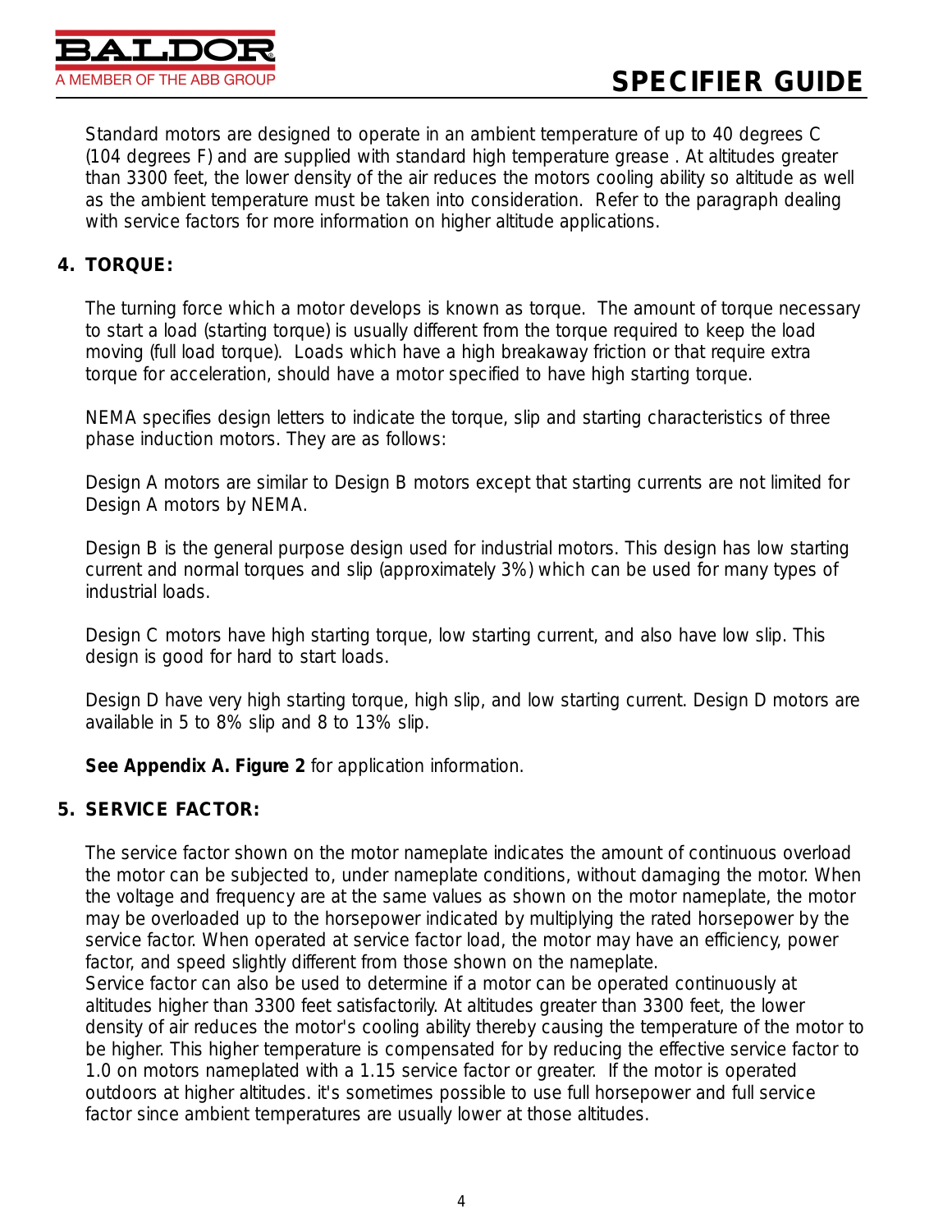Standard motors are designed to operate in an ambient temperature of up to 40 degrees C (104 degrees F) and are supplied with standard high temperature grease . At altitudes greater than 3300 feet, the lower density of the air reduces the motors cooling ability so altitude as well as the ambient temperature must be taken into consideration. Refer to the paragraph dealing with service factors for more information on higher altitude applications.

## 4. TORQUE:

The turning force which a motor develops is known as torque. The amount of torque necessary to start a load (starting torque) is usually different from the torque required to keep the load moving (full load torque). Loads which have a high breakaway friction or that require extra torque for acceleration, should have a motor specified to have high starting torque.

NEMA specifies design letters to indicate the torque, slip and starting characteristics of three phase induction motors. They are as follows:

Design A motors are similar to Design B motors except that starting currents are not limited for Design A motors by NEMA.

Design B is the general purpose design used for industrial motors. This design has low starting current and normal torques and slip (approximately 3%) which can be used for many types of industrial loads.

Design C motors have high starting torque, low starting current, and also have low slip. This design is good for hard to start loads.

Design D have very high starting torque, high slip, and low starting current. Design D motors are available in 5 to 8% slip and 8 to 13% slip.

**See Appendix A. Figure 2** for application information.

## 5. SERVICE FACTOR:

The service factor shown on the motor nameplate indicates the amount of continuous overload the motor can be subjected to, under nameplate conditions, without damaging the motor. When the voltage and frequency are at the same values as shown on the motor nameplate, the motor may be overloaded up to the horsepower indicated by multiplying the rated horsepower by the service factor. When operated at service factor load, the motor may have an efficiency, power factor, and speed slightly different from those shown on the nameplate.
Service factor can also be used to determine if a motor can be operated continuously at altitudes higher than 3300 feet satisfactorily. At altitudes greater than 3300 feet, the lower density of air reduces the motor's cooling ability thereby causing the temperature of the motor to be higher. This higher temperature is compensated for by reducing the effective service factor to 1.0 on motors nameplated with a 1.15 service factor or greater. If the motor is operated outdoors at higher altitudes. it's sometimes possible to use full horsepower and full service factor since ambient temperatures are usually lower at those altitudes.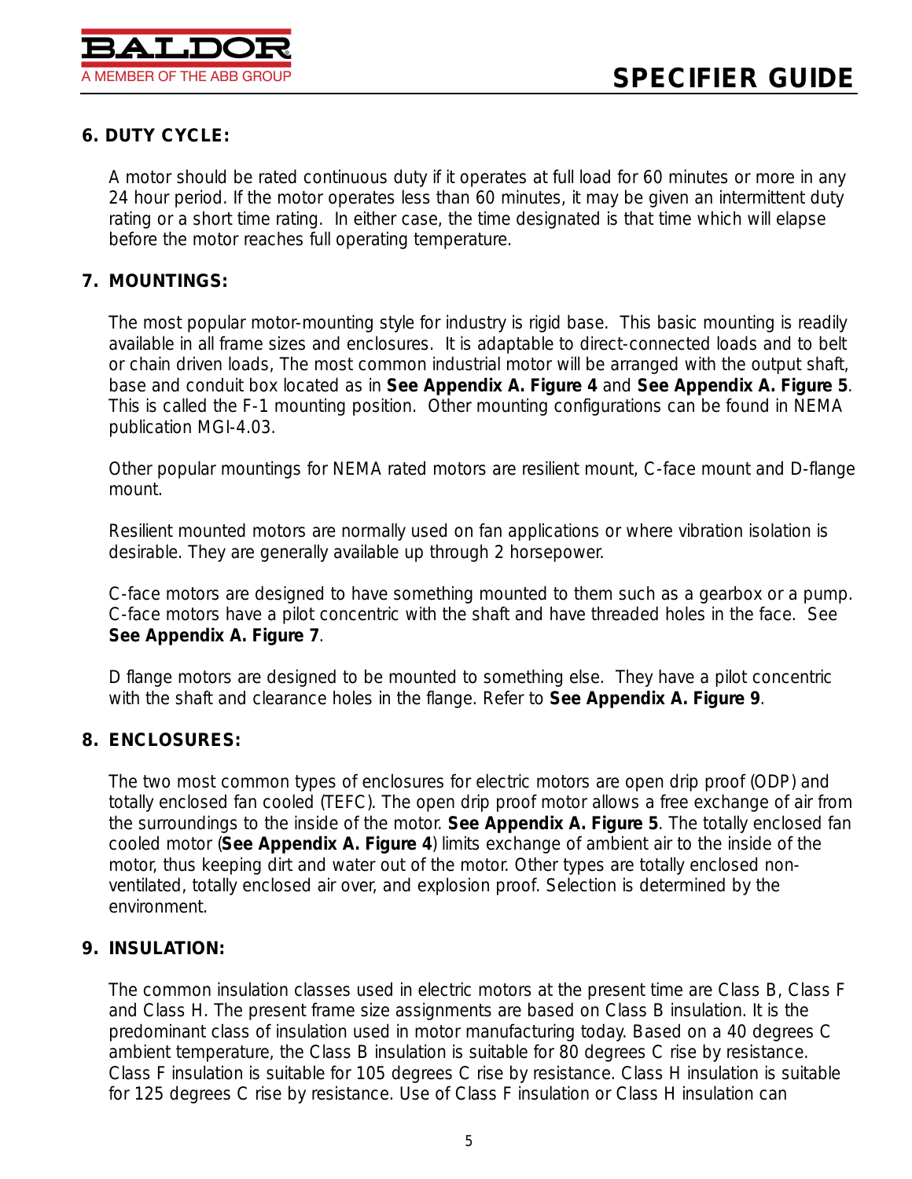## 6. DUTY CYCLE:

A motor should be rated continuous duty if it operates at full load for 60 minutes or more in any 24 hour period. If the motor operates less than 60 minutes, it may be given an intermittent duty rating or a short time rating. In either case, the time designated is that time which will elapse before the motor reaches full operating temperature.

## 7. MOUNTINGS:

The most popular motor-mounting style for industry is rigid base. This basic mounting is readily available in all frame sizes and enclosures. It is adaptable to direct-connected loads and to belt or chain driven loads, The most common industrial motor will be arranged with the output shaft, base and conduit box located as in **See Appendix A. Figure 4** and **See Appendix A. Figure 5**. This is called the F-1 mounting position. Other mounting configurations can be found in NEMA publication MGI-4.03.

Other popular mountings for NEMA rated motors are resilient mount, C-face mount and D-flange mount.

Resilient mounted motors are normally used on fan applications or where vibration isolation is desirable. They are generally available up through 2 horsepower.

C-face motors are designed to have something mounted to them such as a gearbox or a pump. C-face motors have a pilot concentric with the shaft and have threaded holes in the face. See **See Appendix A. Figure 7**.

D flange motors are designed to be mounted to something else. They have a pilot concentric with the shaft and clearance holes in the flange. Refer to **See Appendix A. Figure 9**.

## 8. ENCLOSURES:

The two most common types of enclosures for electric motors are open drip proof (ODP) and totally enclosed fan cooled (TEFC). The open drip proof motor allows a free exchange of air from the surroundings to the inside of the motor. **See Appendix A. Figure 5**. The totally enclosed fan cooled motor (**See Appendix A. Figure 4**) limits exchange of ambient air to the inside of the motor, thus keeping dirt and water out of the motor. Other types are totally enclosed non-ventilated, totally enclosed air over, and explosion proof. Selection is determined by the environment.

## 9. INSULATION:

The common insulation classes used in electric motors at the present time are Class B, Class F and Class H. The present frame size assignments are based on Class B insulation. It is the predominant class of insulation used in motor manufacturing today. Based on a 40 degrees C ambient temperature, the Class B insulation is suitable for 80 degrees C rise by resistance. Class F insulation is suitable for 105 degrees C rise by resistance. Class H insulation is suitable for 125 degrees C rise by resistance. Use of Class F insulation or Class H insulation can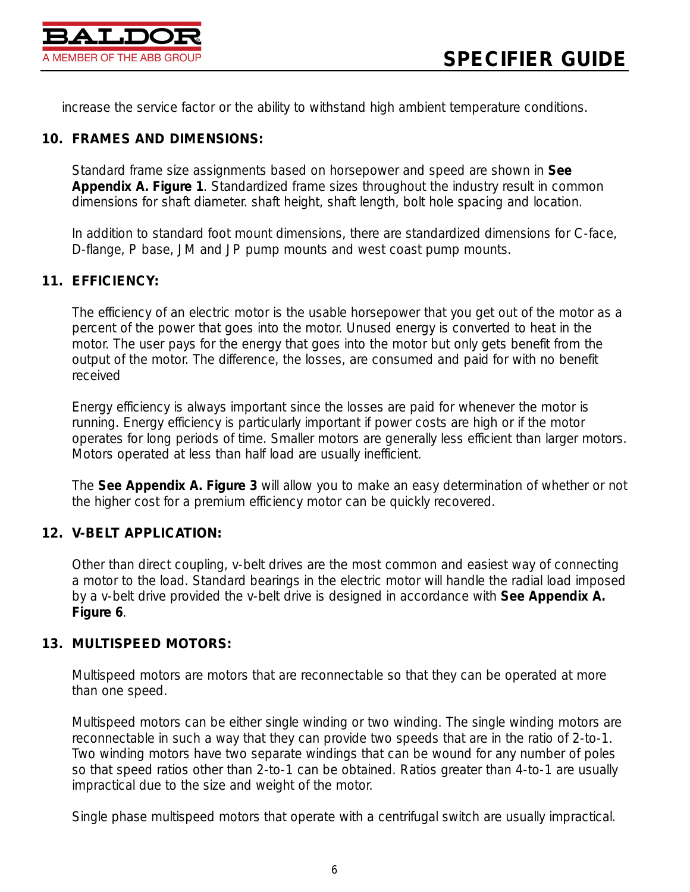increase the service factor or the ability to withstand high ambient temperature conditions.

## 10. FRAMES AND DIMENSIONS:

Standard frame size assignments based on horsepower and speed are shown in **See Appendix A. Figure 1**. Standardized frame sizes throughout the industry result in common dimensions for shaft diameter. shaft height, shaft length, bolt hole spacing and location.

In addition to standard foot mount dimensions, there are standardized dimensions for C-face, D-flange, P base, JM and JP pump mounts and west coast pump mounts.

## 11. EFFICIENCY:

The efficiency of an electric motor is the usable horsepower that you get out of the motor as a percent of the power that goes into the motor. Unused energy is converted to heat in the motor. The user pays for the energy that goes into the motor but only gets benefit from the output of the motor. The difference, the losses, are consumed and paid for with no benefit received

Energy efficiency is always important since the losses are paid for whenever the motor is running. Energy efficiency is particularly important if power costs are high or if the motor operates for long periods of time. Smaller motors are generally less efficient than larger motors. Motors operated at less than half load are usually inefficient.

The **See Appendix A. Figure 3** will allow you to make an easy determination of whether or not the higher cost for a premium efficiency motor can be quickly recovered.

## 12. V-BELT APPLICATION:

Other than direct coupling, v-belt drives are the most common and easiest way of connecting a motor to the load. Standard bearings in the electric motor will handle the radial load imposed by a v-belt drive provided the v-belt drive is designed in accordance with **See Appendix A. Figure 6**.

## 13. MULTISPEED MOTORS:

Multispeed motors are motors that are reconnectable so that they can be operated at more than one speed.

Multispeed motors can be either single winding or two winding. The single winding motors are reconnectable in such a way that they can provide two speeds that are in the ratio of 2-to-1. Two winding motors have two separate windings that can be wound for any number of poles so that speed ratios other than 2-to-1 can be obtained. Ratios greater than 4-to-1 are usually impractical due to the size and weight of the motor.

Single phase multispeed motors that operate with a centrifugal switch are usually impractical.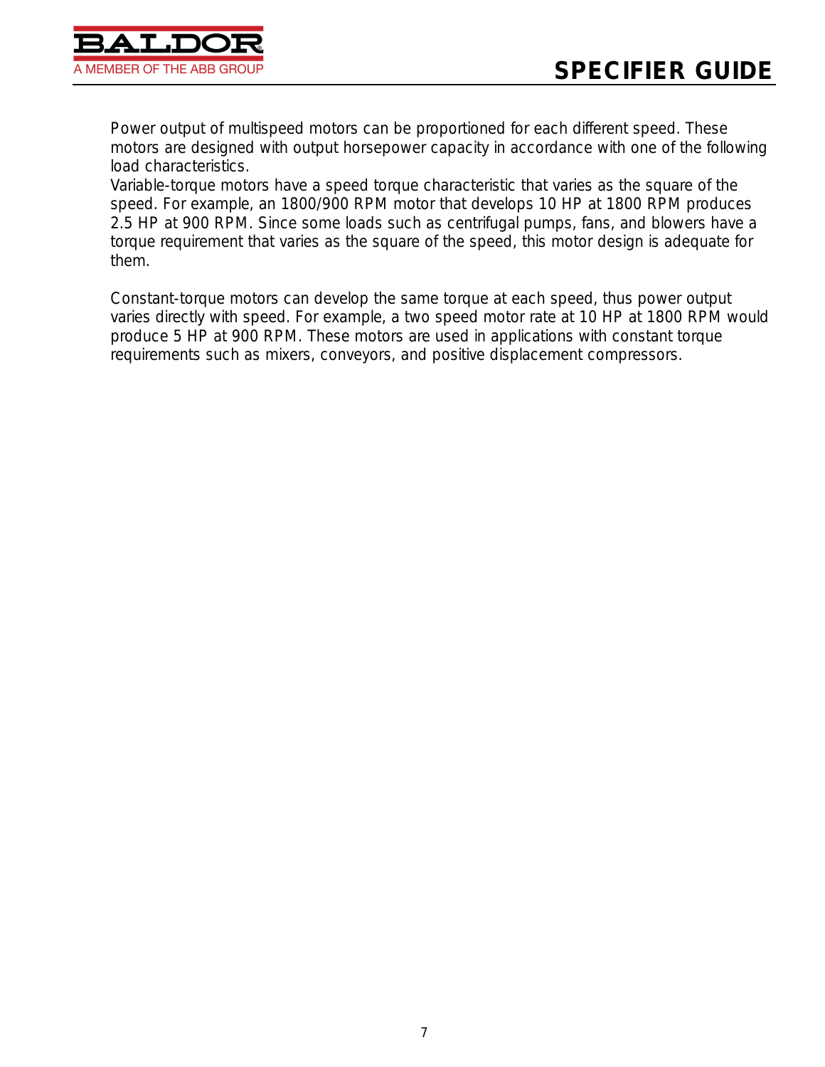Power output of multispeed motors can be proportioned for each different speed. These motors are designed with output horsepower capacity in accordance with one of the following load characteristics.
Variable-torque motors have a speed torque characteristic that varies as the square of the speed. For example, an 1800/900 RPM motor that develops 10 HP at 1800 RPM produces 2.5 HP at 900 RPM. Since some loads such as centrifugal pumps, fans, and blowers have a torque requirement that varies as the square of the speed, this motor design is adequate for them.

Constant-torque motors can develop the same torque at each speed, thus power output varies directly with speed. For example, a two speed motor rate at 10 HP at 1800 RPM would produce 5 HP at 900 RPM. These motors are used in applications with constant torque requirements such as mixers, conveyors, and positive displacement compressors.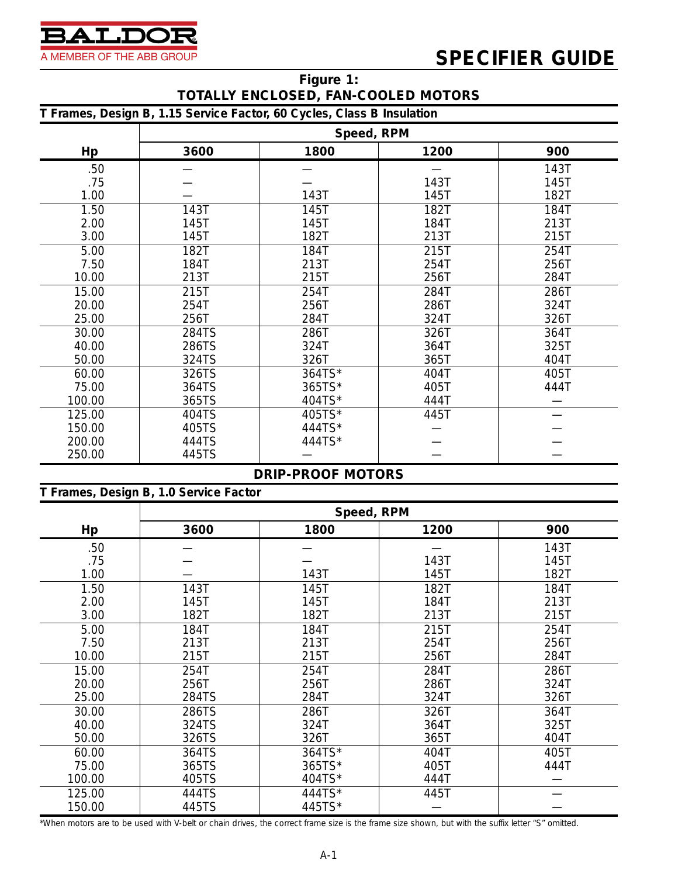# SPECIFIER GUIDE

## Figure 1:
## TOTALLY ENCLOSED, FAN-COOLED MOTORS

**T Frames, Design B, 1.15 Service Factor, 60 Cycles, Class B Insulation**

| | Speed, RPM | | | |
|---|---|---|---|---|
| **Hp** | **3600** | **1800** | **1200** | **900** |
| .50 | — | — | — | 143T |
| .75 | — | — | 143T | 145T |
| 1.00 | — | 143T | 145T | 182T |
| 1.50 | 143T | 145T | 182T | 184T |
| 2.00 | 145T | 145T | 184T | 213T |
| 3.00 | 145T | 182T | 213T | 215T |
| 5.00 | 182T | 184T | 215T | 254T |
| 7.50 | 184T | 213T | 254T | 256T |
| 10.00 | 213T | 215T | 256T | 284T |
| 15.00 | 215T | 254T | 284T | 286T |
| 20.00 | 254T | 256T | 286T | 324T |
| 25.00 | 256T | 284T | 324T | 326T |
| 30.00 | 284TS | 286T | 326T | 364T |
| 40.00 | 286TS | 324T | 364T | 325T |
| 50.00 | 324TS | 326T | 365T | 404T |
| 60.00 | 326TS | 364TS* | 404T | 405T |
| 75.00 | 364TS | 365TS* | 405T | 444T |
| 100.00 | 365TS | 404TS* | 444T | — |
| 125.00 | 404TS | 405TS* | 445T | — |
| 150.00 | 405TS | 444TS* | — | — |
| 200.00 | 444TS | 444TS* | — | — |
| 250.00 | 445TS | — | — | — |

## DRIP-PROOF MOTORS

**T Frames, Design B, 1.0 Service Factor**

| | Speed, RPM | | | |
|---|---|---|---|---|
| **Hp** | **3600** | **1800** | **1200** | **900** |
| .50 | — | — | — | 143T |
| .75 | — | — | 143T | 145T |
| 1.00 | — | 143T | 145T | 182T |
| 1.50 | 143T | 145T | 182T | 184T |
| 2.00 | 145T | 145T | 184T | 213T |
| 3.00 | 182T | 182T | 213T | 215T |
| 5.00 | 184T | 184T | 215T | 254T |
| 7.50 | 213T | 213T | 254T | 256T |
| 10.00 | 215T | 215T | 256T | 284T |
| 15.00 | 254T | 254T | 284T | 286T |
| 20.00 | 256T | 256T | 286T | 324T |
| 25.00 | 284TS | 284T | 324T | 326T |
| 30.00 | 286TS | 286T | 326T | 364T |
| 40.00 | 324TS | 324T | 364T | 325T |
| 50.00 | 326TS | 326T | 365T | 404T |
| 60.00 | 364TS | 364TS* | 404T | 405T |
| 75.00 | 365TS | 365TS* | 405T | 444T |
| 100.00 | 405TS | 404TS* | 444T | — |
| 125.00 | 444TS | 444TS* | 445T | — |
| 150.00 | 445TS | 445TS* | — | — |

*When motors are to be used with V-belt or chain drives, the correct frame size is the frame size shown, but with the suffix letter "S" omitted.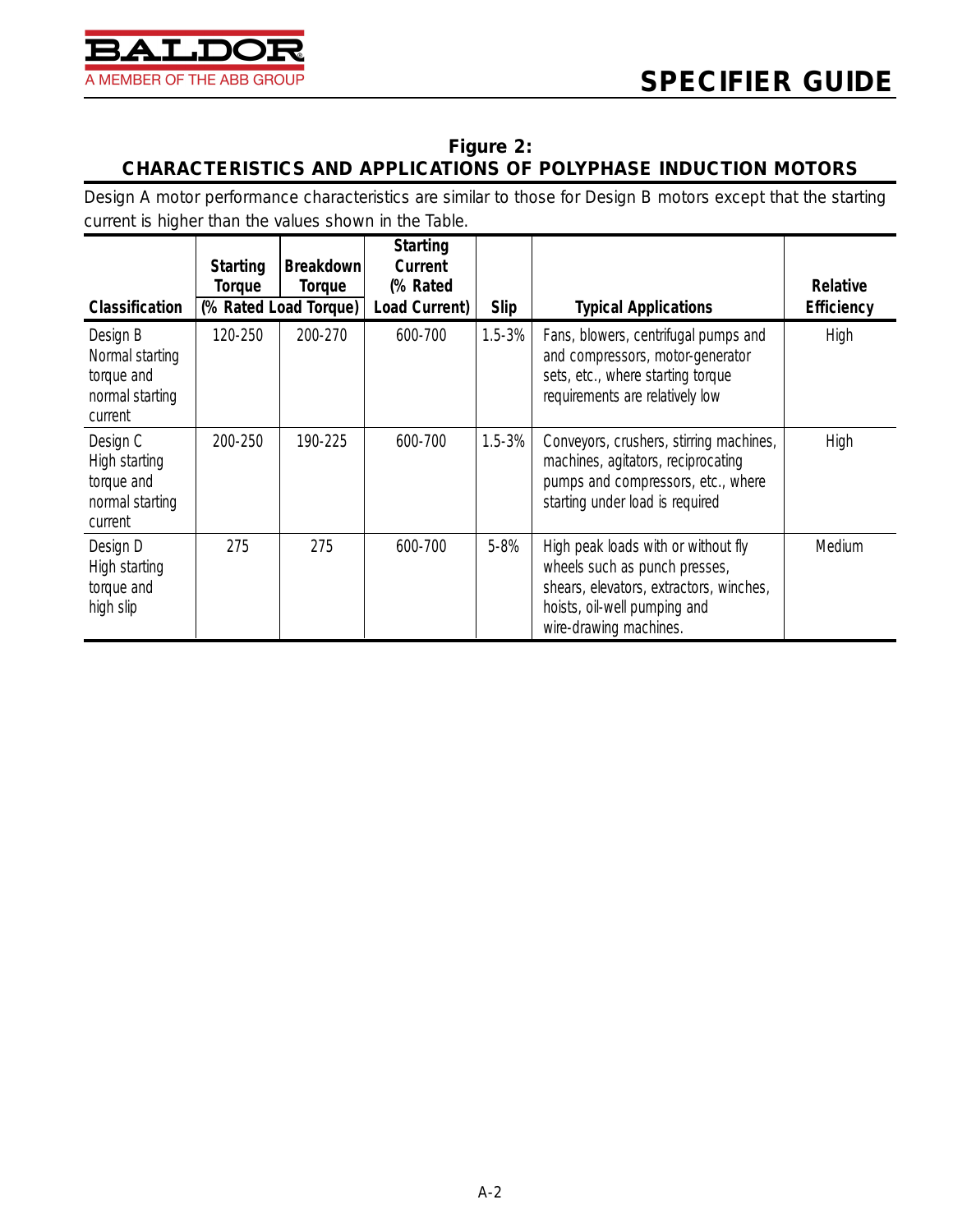## Figure 2: CHARACTERISTICS AND APPLICATIONS OF POLYPHASE INDUCTION MOTORS

Design A motor performance characteristics are similar to those for Design B motors except that the starting current is higher than the values shown in the Table.

| Classification | Starting Torque (% Rated Load Torque) | Breakdown Torque (% Rated Load Torque) | Starting Current (% Rated Load Current) | Slip | Typical Applications | Relative Efficiency |
|---|---|---|---|---|---|---|
| Design B Normal starting torque and normal starting current | 120-250 | 200-270 | 600-700 | 1.5-3% | Fans, blowers, centrifugal pumps and and compressors, motor-generator sets, etc., where starting torque requirements are relatively low | High |
| Design C High starting torque and normal starting current | 200-250 | 190-225 | 600-700 | 1.5-3% | Conveyors, crushers, stirring machines, machines, agitators, reciprocating pumps and compressors, etc., where starting under load is required | High |
| Design D High starting torque and high slip | 275 | 275 | 600-700 | 5-8% | High peak loads with or without fly wheels such as punch presses, shears, elevators, extractors, winches, hoists, oil-well pumping and wire-drawing machines. | Medium |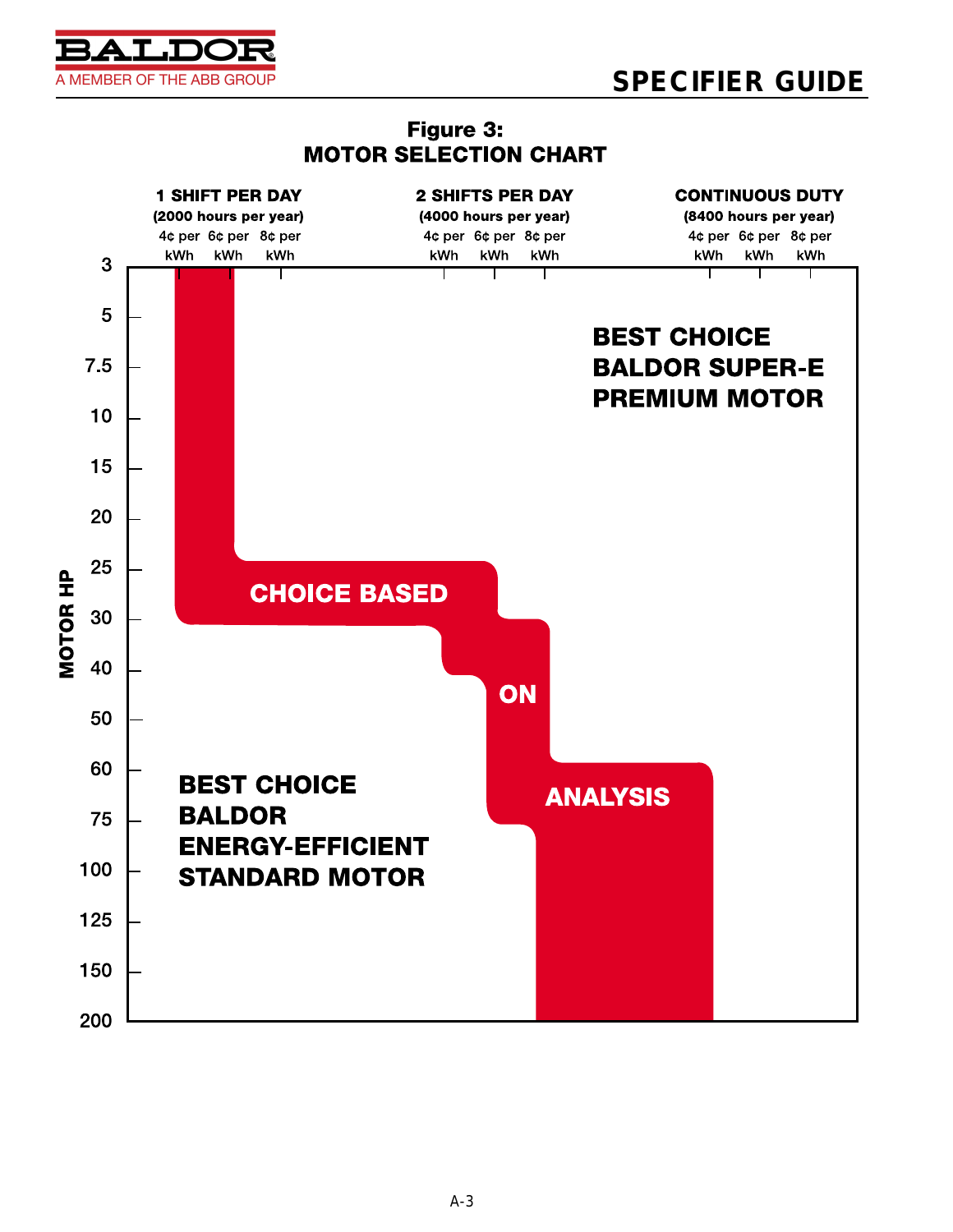## Figure 3: MOTOR SELECTION CHART

1 SHIFT PER DAY
(2000 hours per year)
4¢ per kWh 6¢ per kWh 8¢ per kWh

2 SHIFTS PER DAY
(4000 hours per year)
4¢ per kWh 6¢ per kWh 8¢ per kWh

CONTINUOUS DUTY
(8400 hours per year)
4¢ per kWh 6¢ per kWh 8¢ per kWh

MOTOR HP

3
5
7.5
10
15
20
25
30
40
50
60
75
100
125
150
200

BEST CHOICE
BALDOR SUPER-E
PREMIUM MOTOR

CHOICE BASED ON ANALYSIS

BEST CHOICE
BALDOR
ENERGY-EFFICIENT
STANDARD MOTOR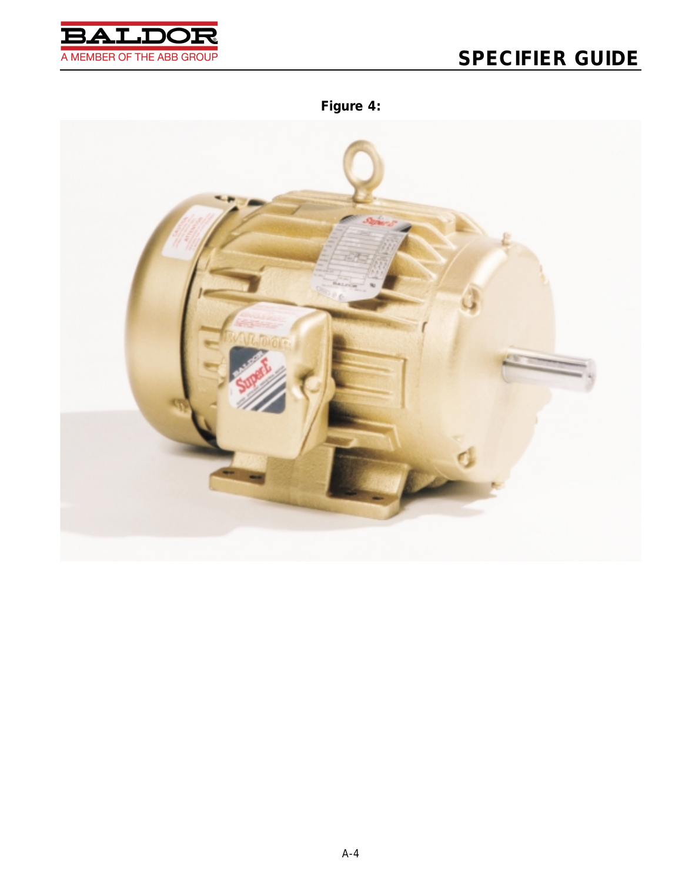**Figure 4:**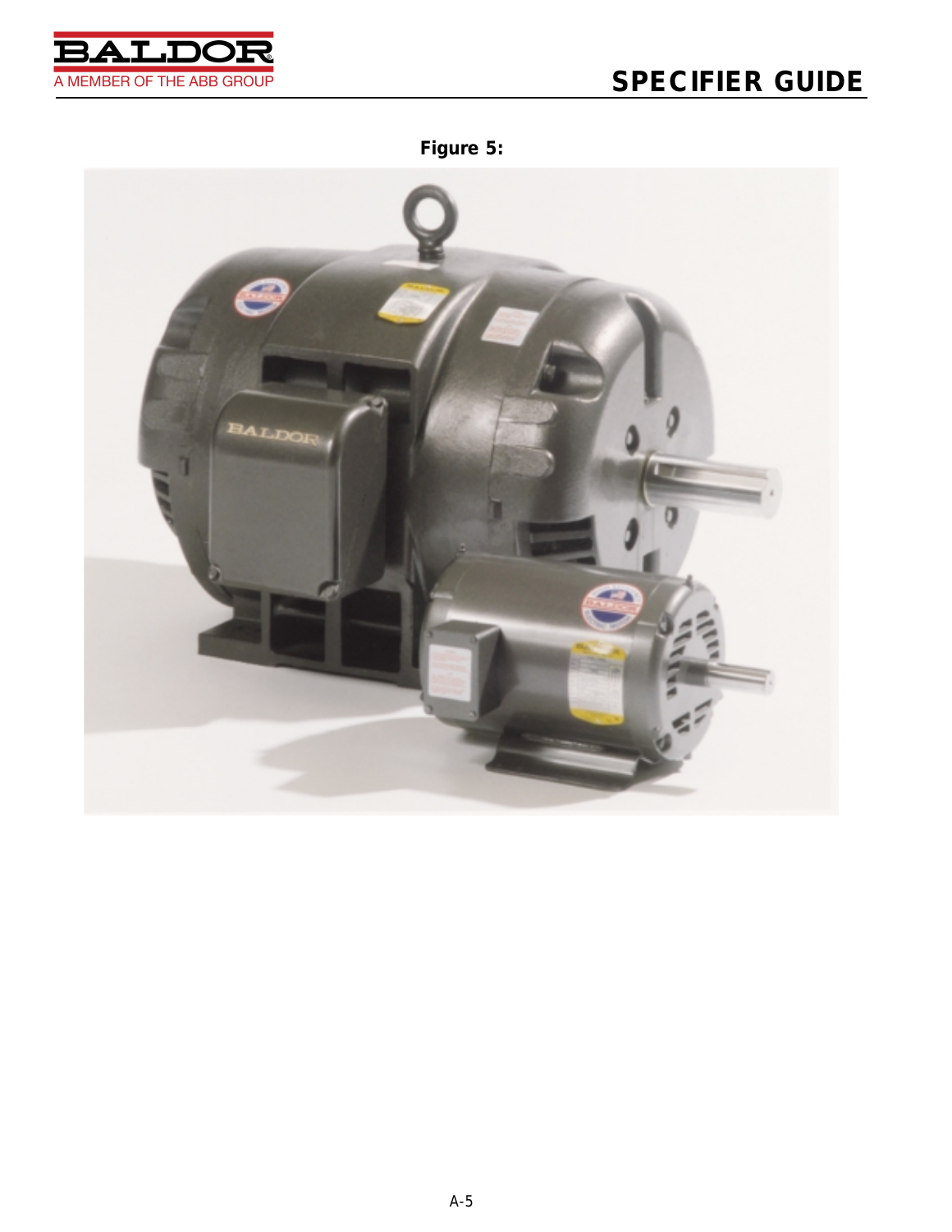**Figure 5:**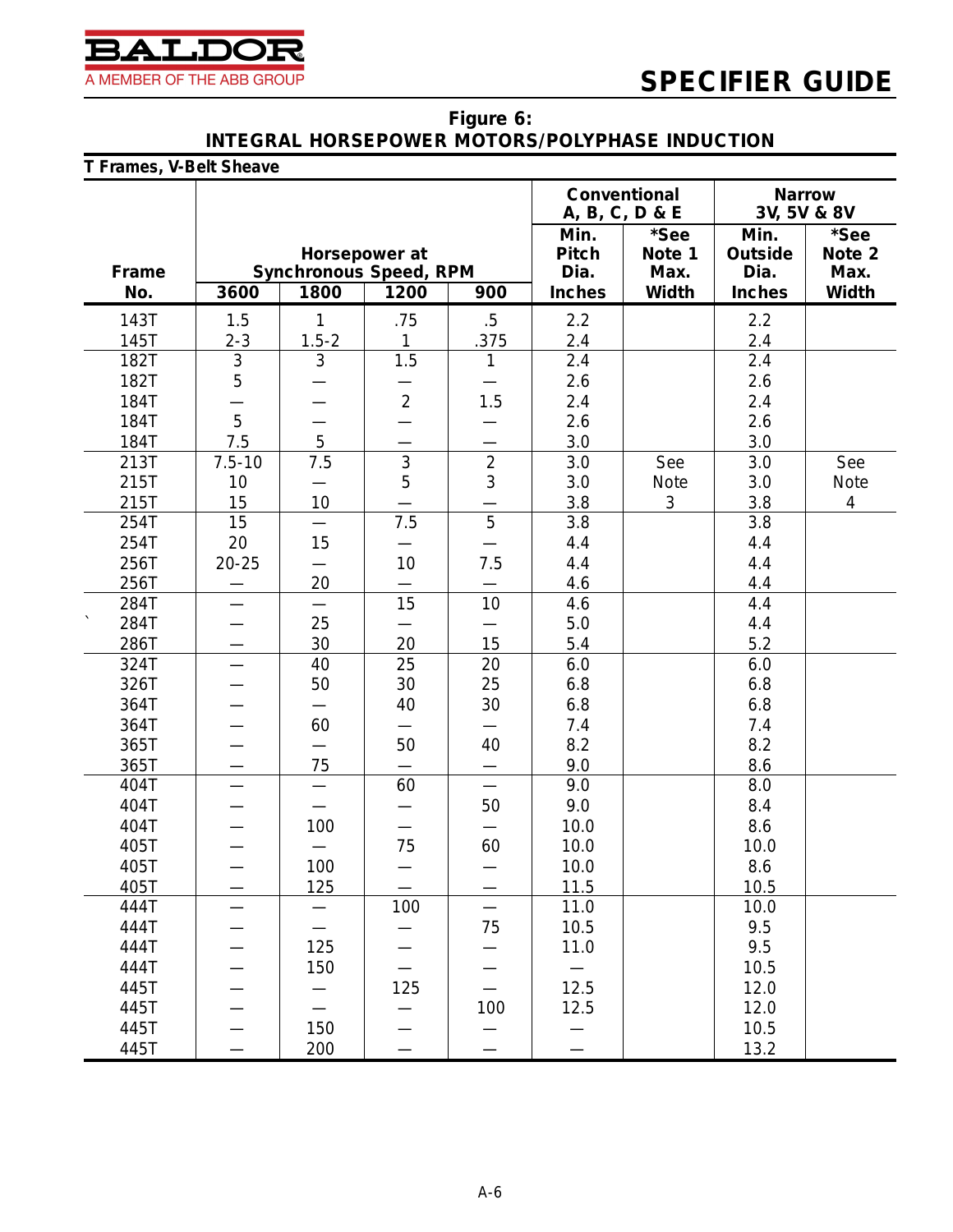## Figure 6:
## INTEGRAL HORSEPOWER MOTORS/POLYPHASE INDUCTION

**T Frames, V-Belt Sheave**

| Frame No. | Horsepower at Synchronous Speed, RPM | | | | Conventional A, B, C, D & E | | Narrow 3V, 5V & 8V | |
|---|---|---|---|---|---|---|---|---|
| | 3600 | 1800 | 1200 | 900 | Min. Pitch Dia. Inches | *See Note 1 Max. Width | Min. Outside Dia. Inches | *See Note 2 Max. Width |
| 143T | 1.5 | 1 | .75 | .5 | 2.2 | | 2.2 | |
| 145T | 2-3 | 1.5-2 | 1 | .375 | 2.4 | | 2.4 | |
| 182T | 3 | 3 | 1.5 | 1 | 2.4 | | 2.4 | |
| 182T | 5 | — | — | — | 2.6 | | 2.6 | |
| 184T | — | — | 2 | 1.5 | 2.4 | | 2.4 | |
| 184T | 5 | — | — | — | 2.6 | | 2.6 | |
| 184T | 7.5 | 5 | — | — | 3.0 | | 3.0 | |
| 213T | 7.5-10 | 7.5 | 3 | 2 | 3.0 | See Note 3 | 3.0 | See Note 4 |
| 215T | 10 | — | 5 | 3 | 3.0 | | 3.0 | |
| 215T | 15 | 10 | — | — | 3.8 | | 3.8 | |
| 254T | 15 | — | 7.5 | 5 | 3.8 | | 3.8 | |
| 254T | 20 | 15 | — | — | 4.4 | | 4.4 | |
| 256T | 20-25 | — | 10 | 7.5 | 4.4 | | 4.4 | |
| 256T | — | 20 | — | — | 4.6 | | 4.4 | |
| 284T | — | — | 15 | 10 | 4.6 | | 4.4 | |
| 284T | — | 25 | — | — | 5.0 | | 4.4 | |
| 286T | — | 30 | 20 | 15 | 5.4 | | 5.2 | |
| 324T | — | 40 | 25 | 20 | 6.0 | | 6.0 | |
| 326T | — | 50 | 30 | 25 | 6.8 | | 6.8 | |
| 364T | — | — | 40 | 30 | 6.8 | | 6.8 | |
| 364T | — | 60 | — | — | 7.4 | | 7.4 | |
| 365T | — | — | 50 | 40 | 8.2 | | 8.2 | |
| 365T | — | 75 | — | — | 9.0 | | 8.6 | |
| 404T | — | — | 60 | — | 9.0 | | 8.0 | |
| 404T | — | — | — | 50 | 9.0 | | 8.4 | |
| 404T | — | 100 | — | — | 10.0 | | 8.6 | |
| 405T | — | — | 75 | 60 | 10.0 | | 10.0 | |
| 405T | — | 100 | — | — | 10.0 | | 8.6 | |
| 405T | — | 125 | — | — | 11.5 | | 10.5 | |
| 444T | — | — | 100 | — | 11.0 | | 10.0 | |
| 444T | — | — | — | 75 | 10.5 | | 9.5 | |
| 444T | — | 125 | — | — | 11.0 | | 9.5 | |
| 444T | — | 150 | — | — | — | | 10.5 | |
| 445T | — | — | 125 | — | 12.5 | | 12.0 | |
| 445T | — | — | — | 100 | 12.5 | | 12.0 | |
| 445T | — | 150 | — | — | — | | 10.5 | |
| 445T | — | 200 | — | — | — | | 13.2 | |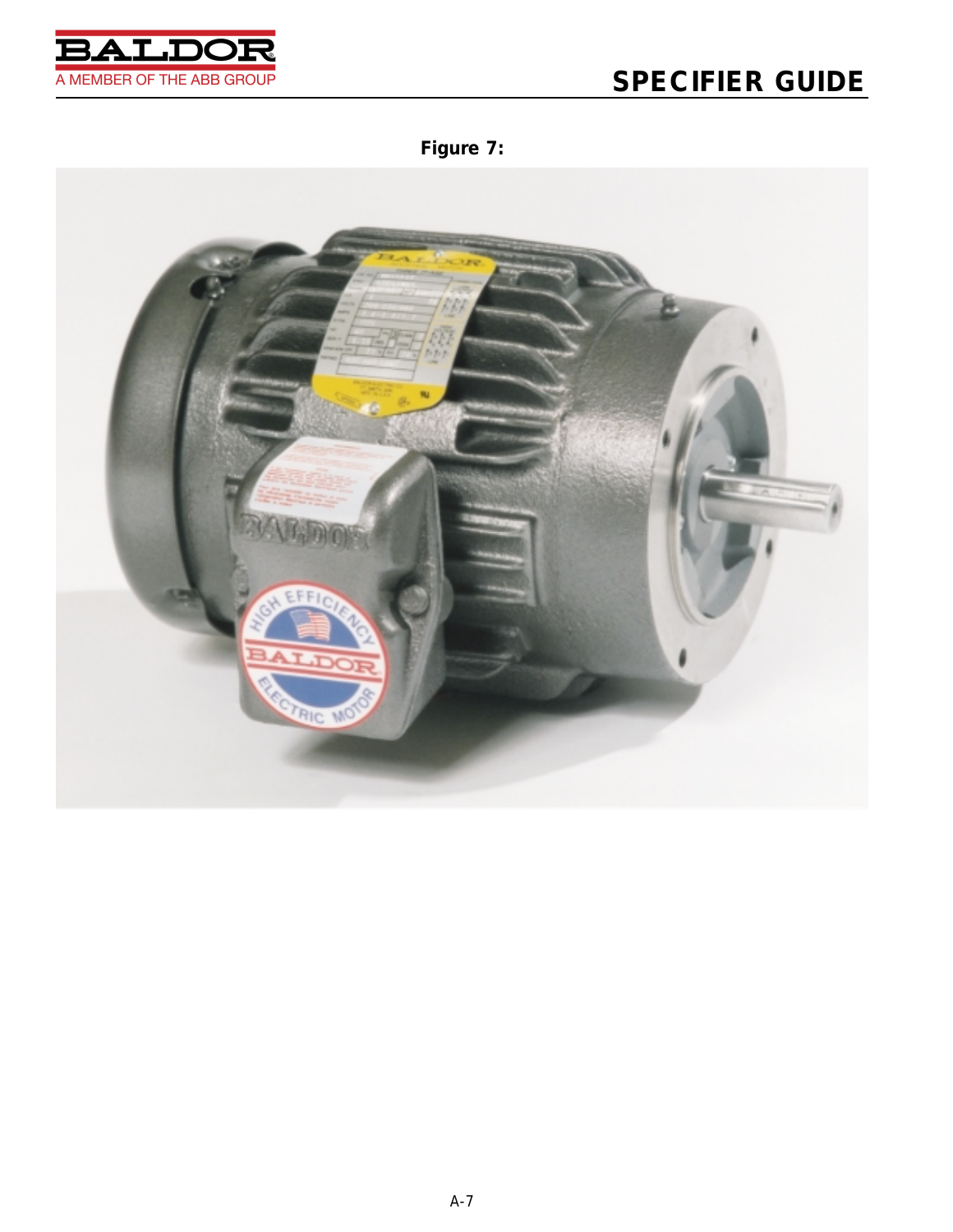**Figure 7:**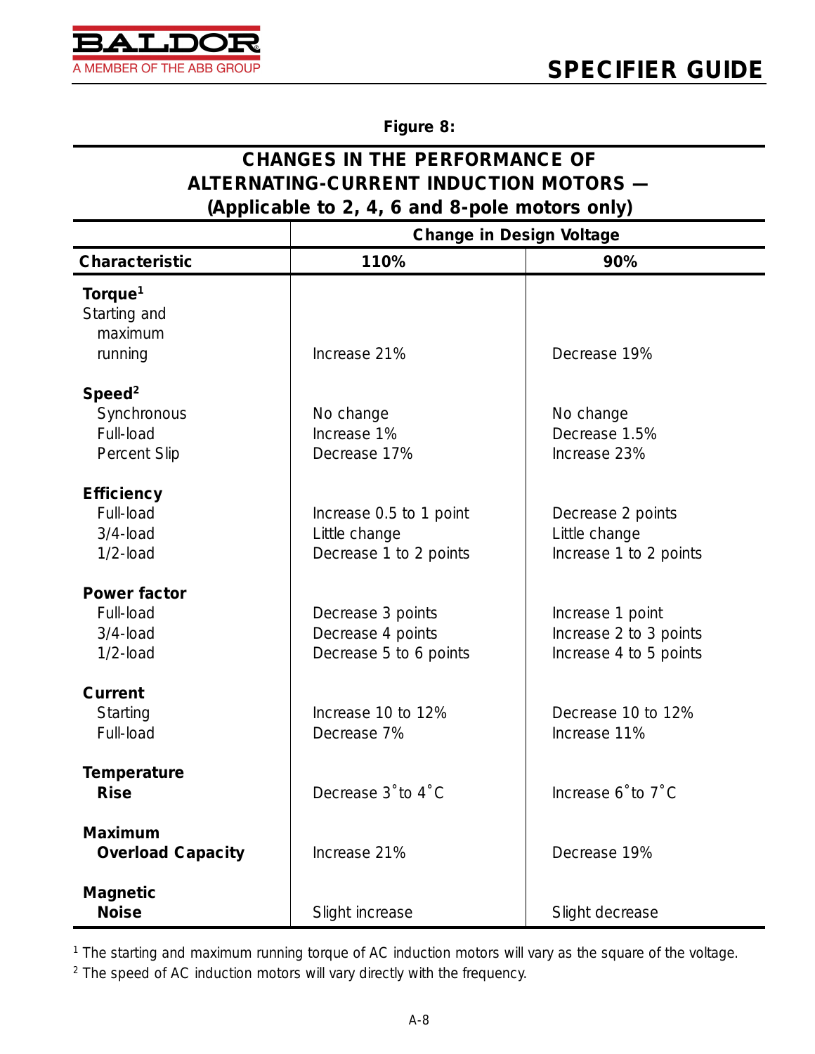Figure 8:

## CHANGES IN THE PERFORMANCE OF ALTERNATING-CURRENT INDUCTION MOTORS — (Applicable to 2, 4, 6 and 8-pole motors only)

| | Change in Design Voltage | |
|---|---|---|
| **Characteristic** | **110%** | **90%** |
| **Torque**[1] | | |
| Starting and maximum running | Increase 21% | Decrease 19% |
| **Speed**[2] | | |
| Synchronous | No change | No change |
| Full-load | Increase 1% | Decrease 1.5% |
| Percent Slip | Decrease 17% | Increase 23% |
| **Efficiency** | | |
| Full-load | Increase 0.5 to 1 point | Decrease 2 points |
| 3/4-load | Little change | Little change |
| 1/2-load | Decrease 1 to 2 points | Increase 1 to 2 points |
| **Power factor** | | |
| Full-load | Decrease 3 points | Increase 1 point |
| 3/4-load | Decrease 4 points | Increase 2 to 3 points |
| 1/2-load | Decrease 5 to 6 points | Increase 4 to 5 points |
| **Current** | | |
| Starting | Increase 10 to 12% | Decrease 10 to 12% |
| Full-load | Decrease 7% | Increase 11% |
| **Temperature Rise** | Decrease 3˚to 4˚C | Increase 6˚to 7˚C |
| **Maximum Overload Capacity** | Increase 21% | Decrease 19% |
| **Magnetic Noise** | Slight increase | Slight decrease |

[1] The starting and maximum running torque of AC induction motors will vary as the square of the voltage.

[2] The speed of AC induction motors will vary directly with the frequency.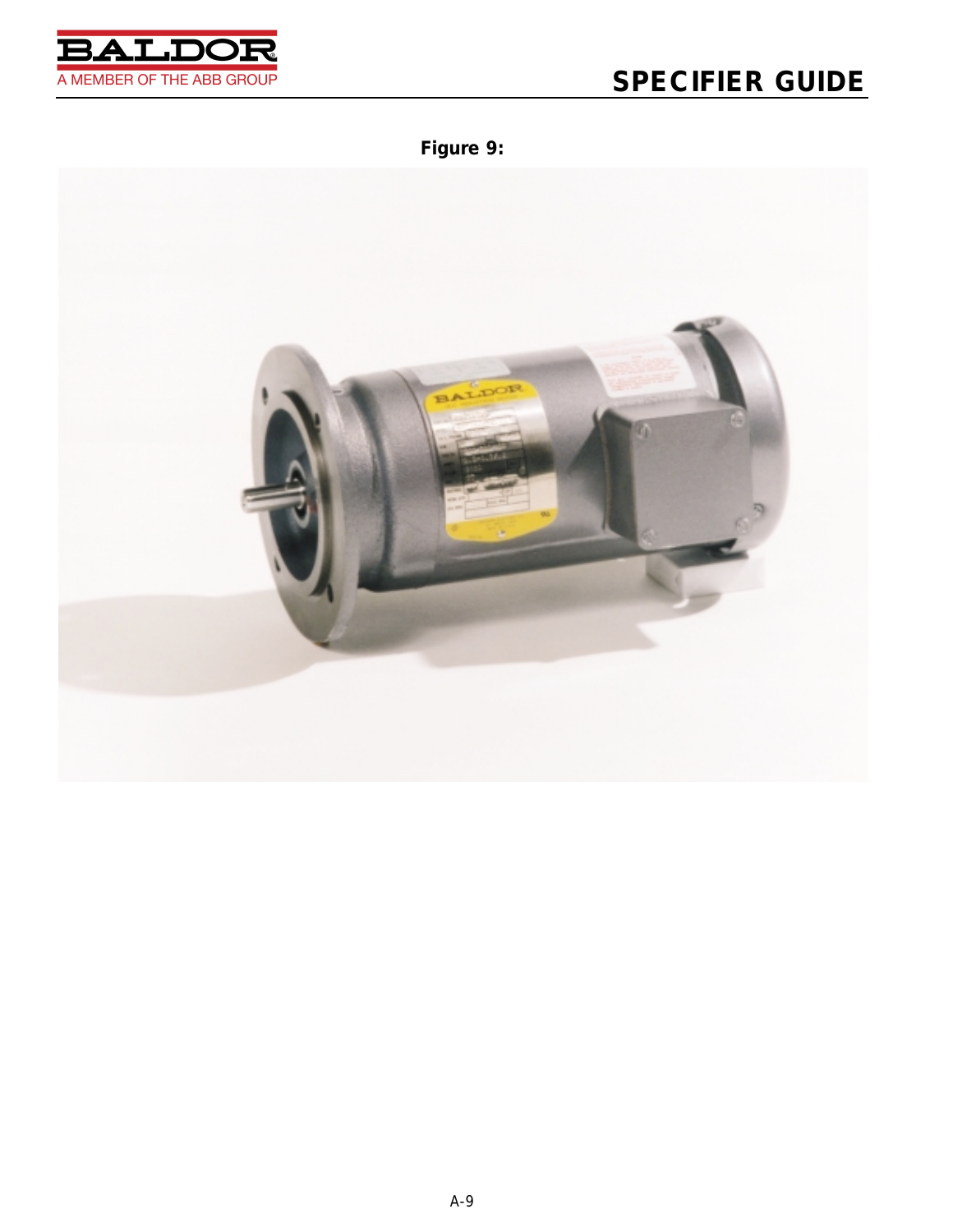**Figure 9:**